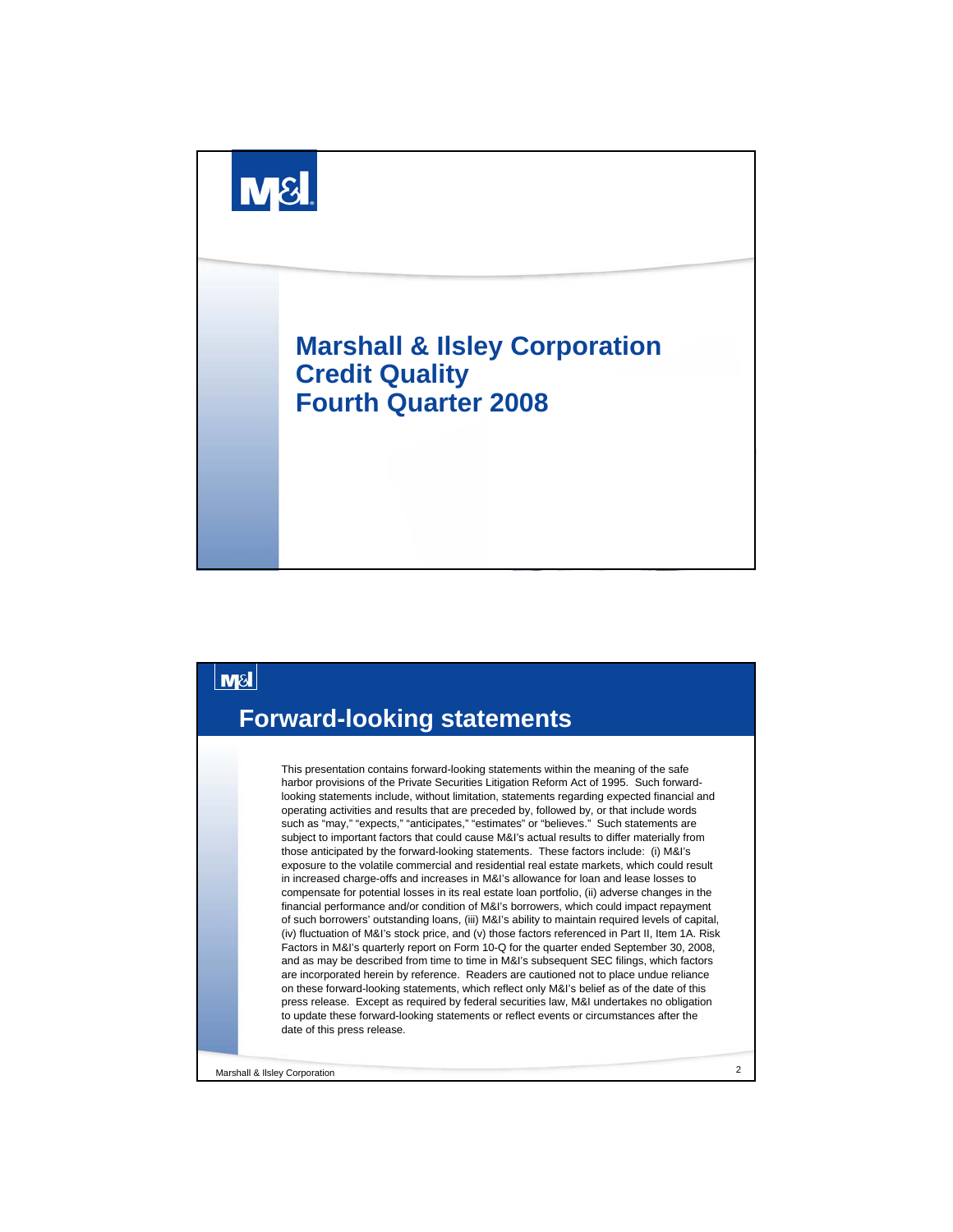# Marshall & Ilsley Corporation
# Credit Quality
# Fourth Quarter 2008

## Forward-looking statements

This presentation contains forward-looking statements within the meaning of the safe harbor provisions of the Private Securities Litigation Reform Act of 1995. Such forward-looking statements include, without limitation, statements regarding expected financial and operating activities and results that are preceded by, followed by, or that include words such as "may," "expects," "anticipates," "estimates" or "believes." Such statements are subject to important factors that could cause M&I's actual results to differ materially from those anticipated by the forward-looking statements. These factors include: (i) M&I's exposure to the volatile commercial and residential real estate markets, which could result in increased charge-offs and increases in M&I's allowance for loan and lease losses to compensate for potential losses in its real estate loan portfolio, (ii) adverse changes in the financial performance and/or condition of M&I's borrowers, which could impact repayment of such borrowers' outstanding loans, (iii) M&I's ability to maintain required levels of capital, (iv) fluctuation of M&I's stock price, and (v) those factors referenced in Part II, Item 1A. Risk Factors in M&I's quarterly report on Form 10-Q for the quarter ended September 30, 2008, and as may be described from time to time in M&I's subsequent SEC filings, which factors are incorporated herein by reference. Readers are cautioned not to place undue reliance on these forward-looking statements, which reflect only M&I's belief as of the date of this press release. Except as required by federal securities law, M&I undertakes no obligation to update these forward-looking statements or reflect events or circumstances after the date of this press release.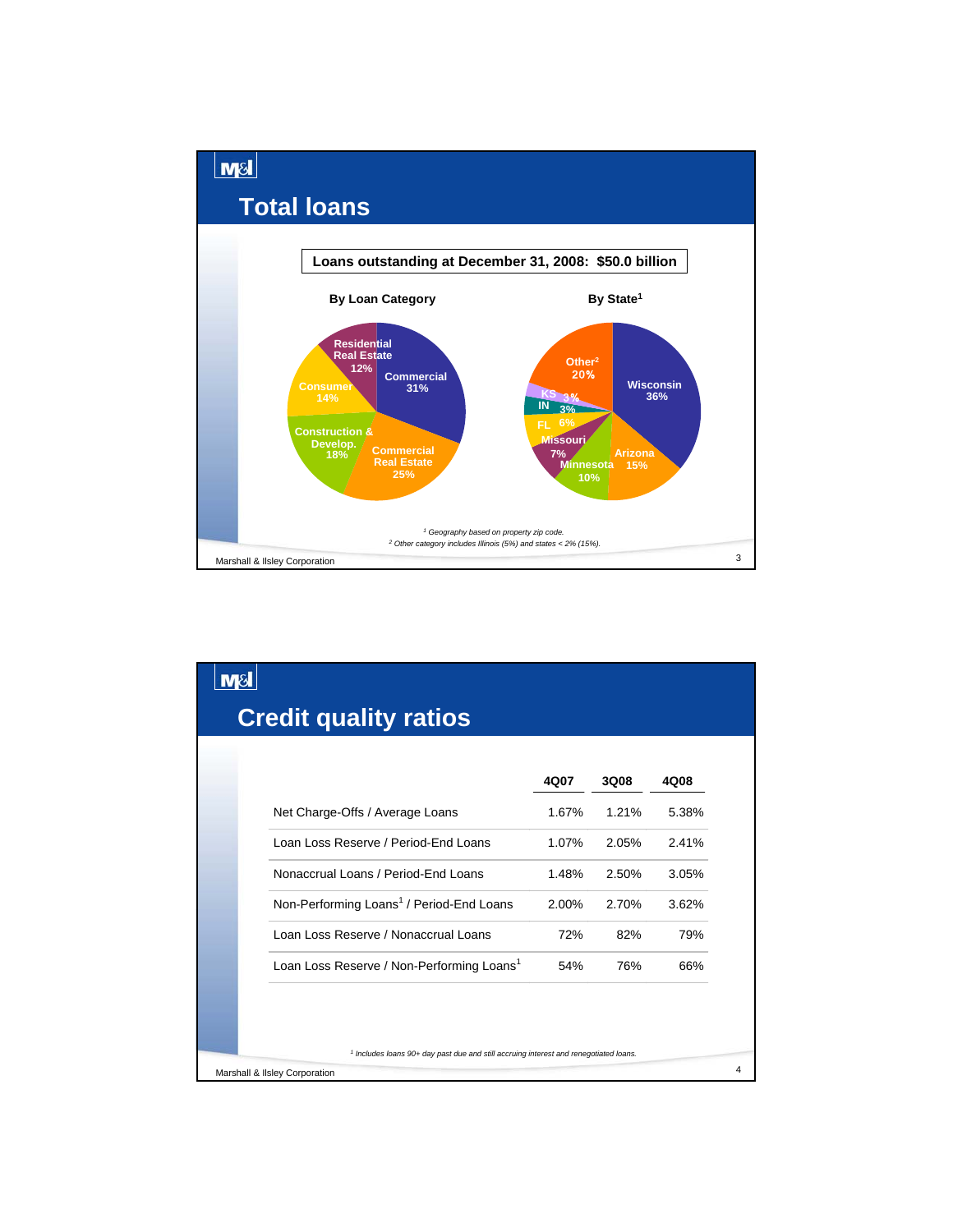# Total loans

**Loans outstanding at December 31, 2008: $50.0 billion**

### By Loan Category

| Category | Share |
|---|---|
| Commercial | 31% |
| Commercial Real Estate | 25% |
| Construction & Develop. | 18% |
| Consumer | 14% |
| Residential Real Estate | 12% |

### By State[1]

| State | Share |
|---|---|
| Wisconsin | 36% |
| Arizona | 15% |
| Minnesota | 10% |
| Missouri | 7% |
| FL | 6% |
| IN | 3% |
| KS | 3% |
| Other[2] | 20% |

*[1] Geography based on property zip code.*

*[2] Other category includes Illinois (5%) and states < 2% (15%).*

# Credit quality ratios

| | 4Q07 | 3Q08 | 4Q08 |
|---|---|---|---|
| Net Charge-Offs / Average Loans | 1.67% | 1.21% | 5.38% |
| Loan Loss Reserve / Period-End Loans | 1.07% | 2.05% | 2.41% |
| Nonaccrual Loans / Period-End Loans | 1.48% | 2.50% | 3.05% |
| Non-Performing Loans[1] / Period-End Loans | 2.00% | 2.70% | 3.62% |
| Loan Loss Reserve / Nonaccrual Loans | 72% | 82% | 79% |
| Loan Loss Reserve / Non-Performing Loans[1] | 54% | 76% | 66% |

*[1] Includes loans 90+ day past due and still accruing interest and renegotiated loans.*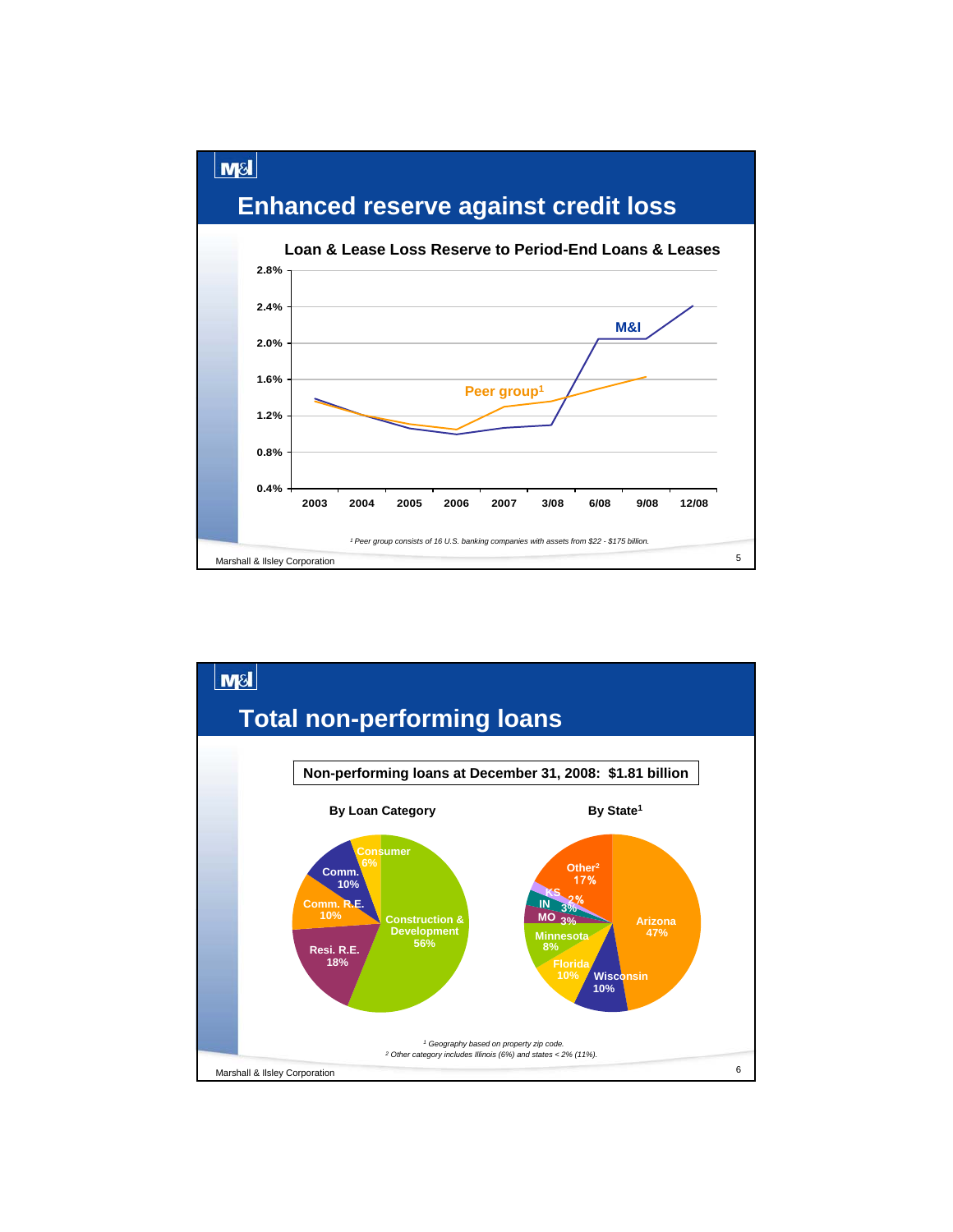# Enhanced reserve against credit loss

**Loan & Lease Loss Reserve to Period-End Loans & Leases**

2.8%
2.4%
2.0%
1.6%
1.2%
0.8%
0.4%

2003 2004 2005 2006 2007 3/08 6/08 9/08 12/08

M&I

Peer group[1]

*[1] Peer group consists of 16 U.S. banking companies with assets from $22 - $175 billion.*

Marshall & Ilsley Corporation

# Total non-performing loans

**Non-performing loans at December 31, 2008: $1.81 billion**

**By Loan Category**

| Category | Share |
|---|---|
| Construction & Development | 56% |
| Resi. R.E. | 18% |
| Comm. R.E. | 10% |
| Comm. | 10% |
| Consumer | 6% |

**By State[1]**

| State | Share |
|---|---|
| Arizona | 47% |
| Wisconsin | 10% |
| Florida | 10% |
| Minnesota | 8% |
| MO | 3% |
| IN | 3% |
| KS | 2% |
| Other[2] | 17% |

*[1] Geography based on property zip code.*
*[2] Other category includes Illinois (6%) and states < 2% (11%).*

Marshall & Ilsley Corporation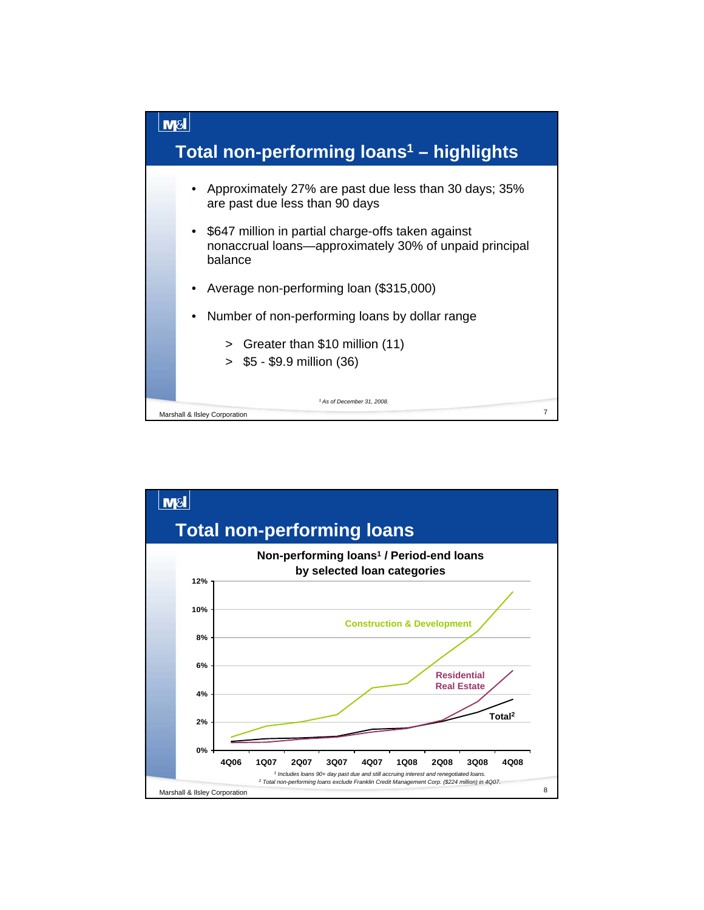## Total non-performing loans[1] – highlights

- Approximately 27% are past due less than 30 days; 35% are past due less than 90 days
- $647 million in partial charge-offs taken against nonaccrual loans—approximately 30% of unpaid principal balance
- Average non-performing loan ($315,000)
- Number of non-performing loans by dollar range
  - > Greater than $10 million (11)
  - > $5 - $9.9 million (36)

[1] As of December 31, 2008.

## Total non-performing loans

**Non-performing loans[1] / Period-end loans by selected loan categories**

Chart series: Construction & Development; Residential Real Estate; Total[2]

Y-axis: 0%, 2%, 4%, 6%, 8%, 10%, 12%

X-axis: 4Q06, 1Q07, 2Q07, 3Q07, 4Q07, 1Q08, 2Q08, 3Q08, 4Q08

[1] Includes loans 90+ day past due and still accruing interest and renegotiated loans.

[2] Total non-performing loans exclude Franklin Credit Management Corp. ($224 million) in 4Q07.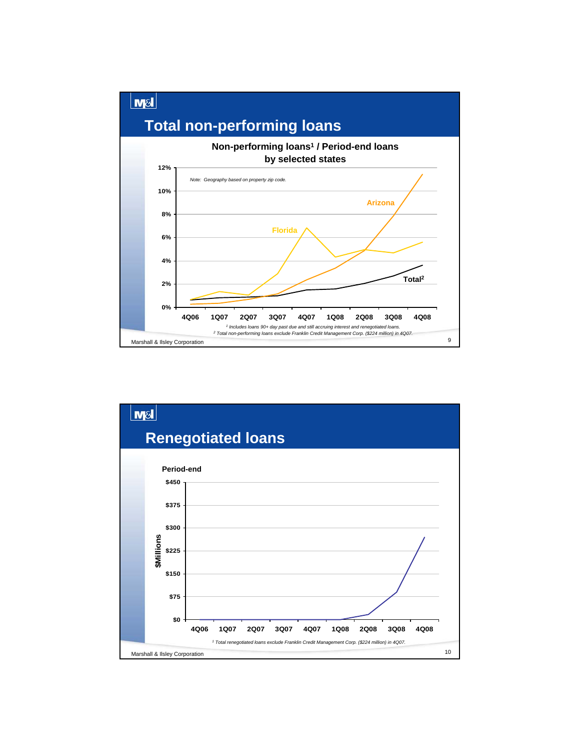## Total non-performing loans

**Non-performing loans[1] / Period-end loans by selected states**

*Note: Geography based on property zip code.*

12%
10%
8%
6%
4%
2%
0%

Arizona

Florida

Total[2]

4Q06 1Q07 2Q07 3Q07 4Q07 1Q08 2Q08 3Q08 4Q08

*[1] Includes loans 90+ day past due and still accruing interest and renegotiated loans.*
*[2] Total non-performing loans exclude Franklin Credit Management Corp. ($224 million) in 4Q07.*

Marshall & Ilsley Corporation

## Renegotiated loans

**Period-end**

$Millions

$450
$375
$300
$225
$150
$75
$0

4Q06 1Q07 2Q07 3Q07 4Q07 1Q08 2Q08 3Q08 4Q08

*[1] Total renegotiated loans exclude Franklin Credit Management Corp. ($224 million) in 4Q07.*

Marshall & Ilsley Corporation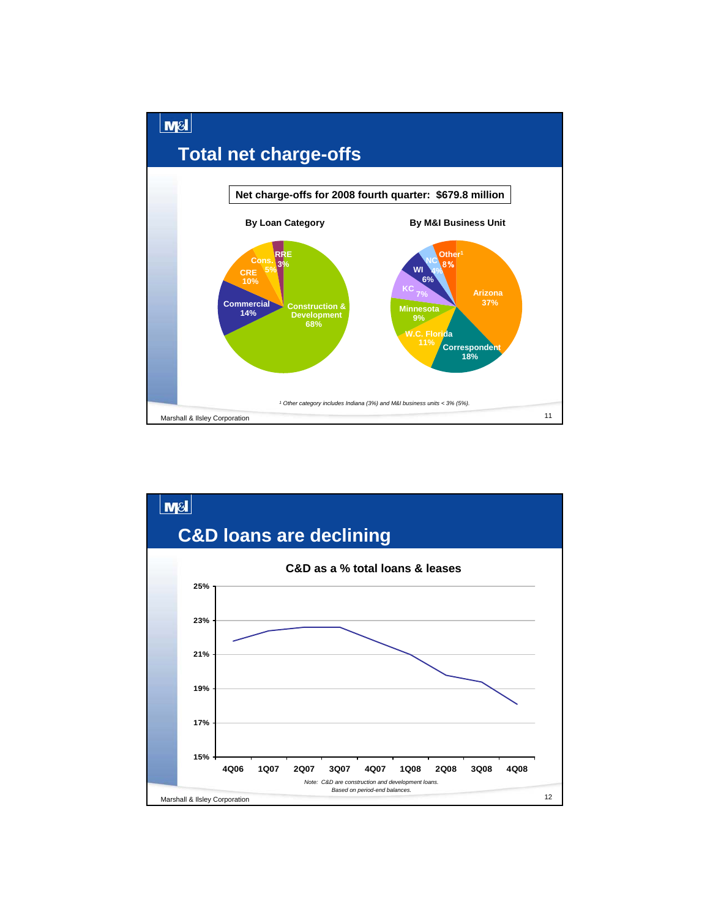# Total net charge-offs

**Net charge-offs for 2008 fourth quarter: $679.8 million**

**By Loan Category**

| Category | % |
|---|---|
| Construction & Development | 68% |
| Commercial | 14% |
| CRE | 10% |
| Cons. | 5% |
| RRE | 3% |

**By M&I Business Unit**

| Business Unit | % |
|---|---|
| Arizona | 37% |
| Correspondent | 18% |
| W.C. Florida | 11% |
| Minnesota | 9% |
| KC | 7% |
| WI | 6% |
| NC | 4% |
| Other[1] | 8% |

*[1] Other category includes Indiana (3%) and M&I business units < 3% (5%).*

# C&D loans are declining

**C&D as a % total loans & leases**

| Quarter | 4Q06 | 1Q07 | 2Q07 | 3Q07 | 4Q07 | 1Q08 | 2Q08 | 3Q08 | 4Q08 |
|---|---|---|---|---|---|---|---|---|---|
| C&D as a % total loans & leases (approx.) | 21.8% | 22.4% | 22.6% | 22.6% | 21.8% | 21.0% | 19.8% | 19.4% | 18.1% |

*Note: C&D are construction and development loans. Based on period-end balances.*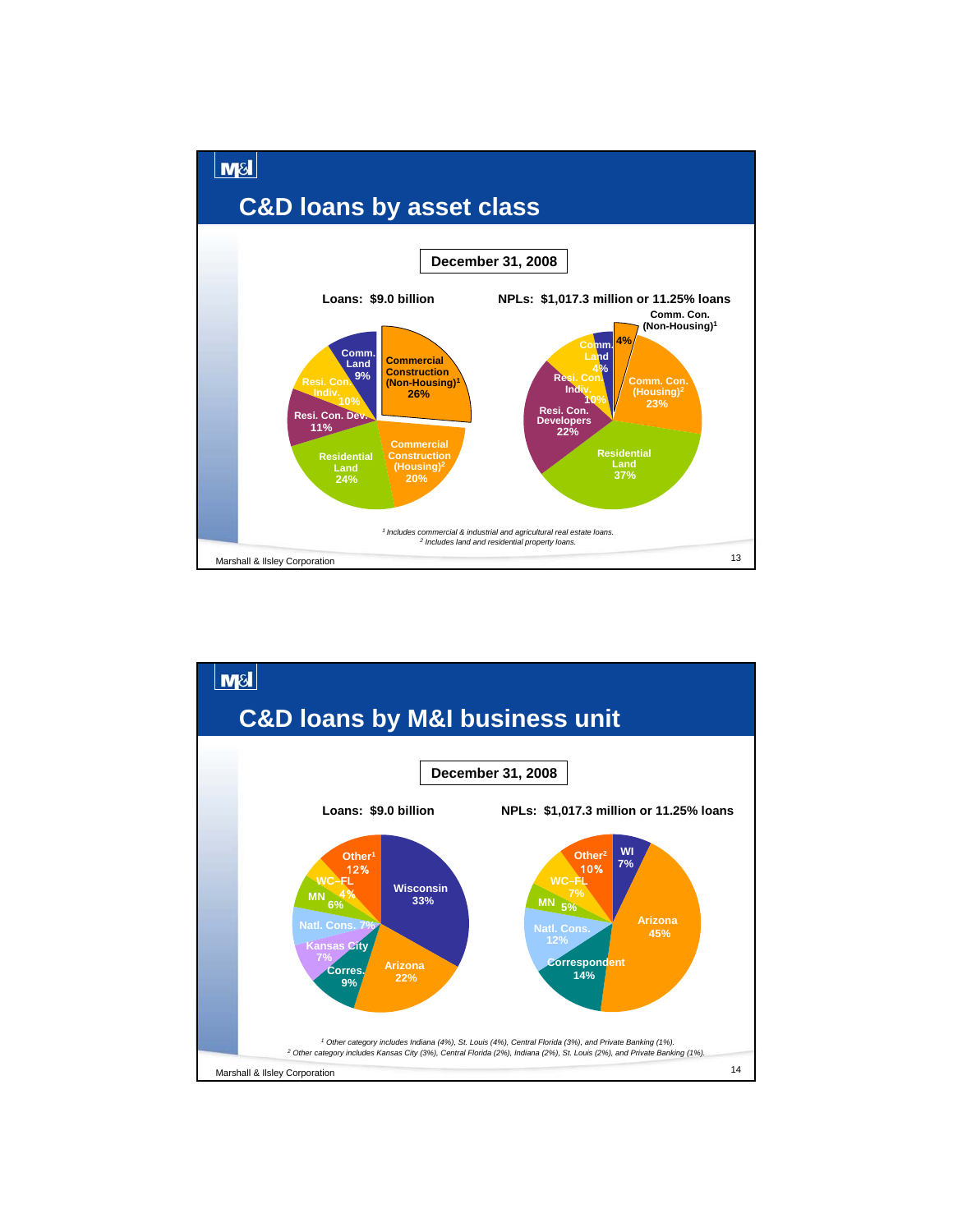## C&D loans by asset class

**December 31, 2008**

**Loans: $9.0 billion**

| Asset class | % |
|---|---|
| Commercial Construction (Non-Housing)[1] | 26% |
| Commercial Construction (Housing)[2] | 20% |
| Residential Land | 24% |
| Resi. Con. Dev. | 11% |
| Resi. Con. Indiv. | 10% |
| Comm. Land | 9% |

**NPLs: $1,017.3 million or 11.25% loans**

| Asset class | % |
|---|---|
| Comm. Con. (Non-Housing)[1] | 4% |
| Comm. Con. (Housing)[2] | 23% |
| Residential Land | 37% |
| Resi. Con. Developers | 22% |
| Resi. Con. Indiv. | 10% |
| Comm. Land | 4% |

*[1] Includes commercial & industrial and agricultural real estate loans.*
*[2] Includes land and residential property loans.*

Marshall & Ilsley Corporation

## C&D loans by M&I business unit

**December 31, 2008**

**Loans: $9.0 billion**

| Business unit | % |
|---|---|
| Wisconsin | 33% |
| Arizona | 22% |
| Corres. | 9% |
| Kansas City | 7% |
| Natl. Cons. | 7% |
| MN | 6% |
| WC–FL | 4% |
| Other[1] | 12% |

**NPLs: $1,017.3 million or 11.25% loans**

| Business unit | % |
|---|---|
| WI | 7% |
| Arizona | 45% |
| Correspondent | 14% |
| Natl. Cons. | 12% |
| MN | 5% |
| WC–FL | 7% |
| Other[2] | 10% |

*[1] Other category includes Indiana (4%), St. Louis (4%), Central Florida (3%), and Private Banking (1%).*
*[2] Other category includes Kansas City (3%), Central Florida (2%), Indiana (2%), St. Louis (2%), and Private Banking (1%).*

Marshall & Ilsley Corporation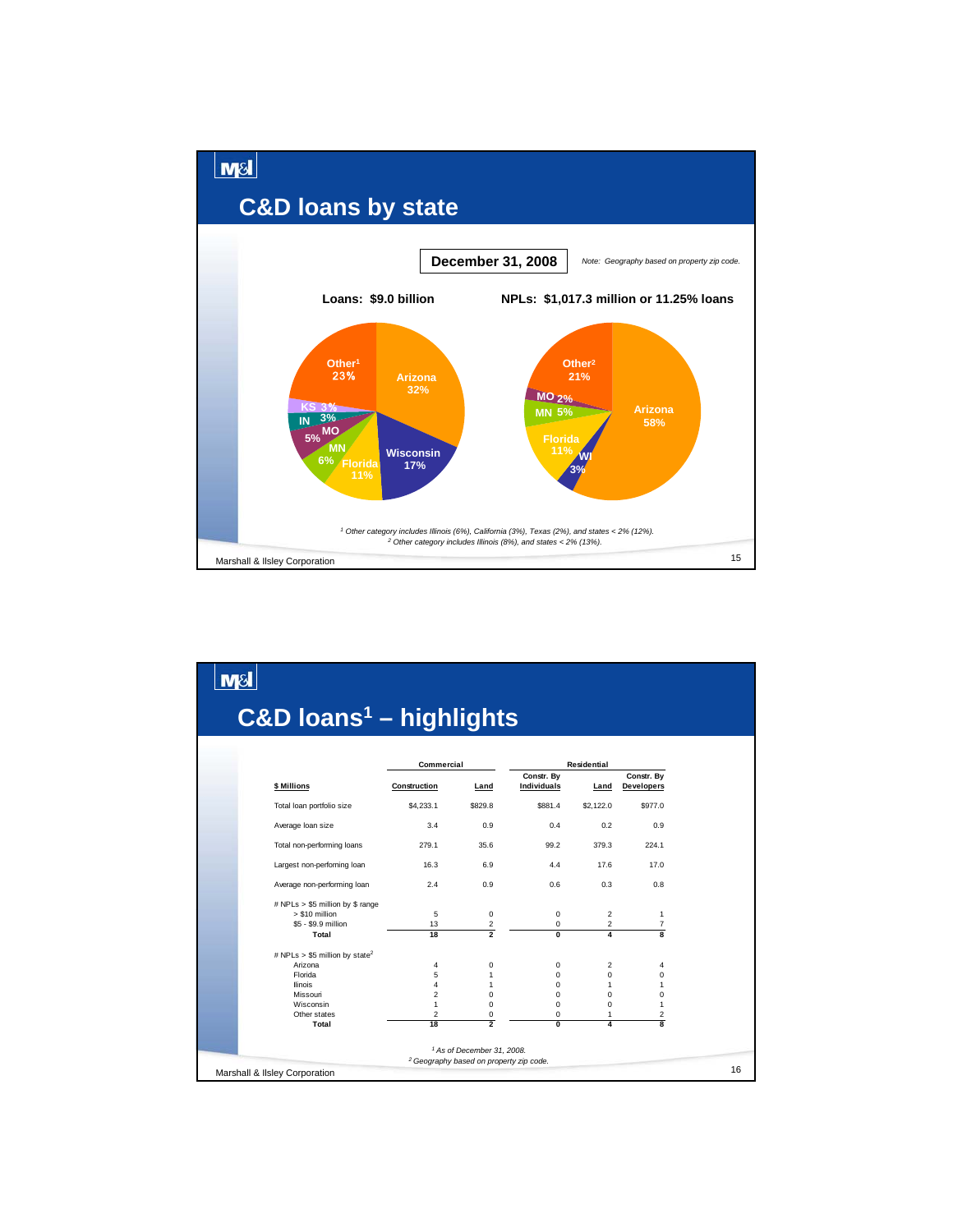## C&D loans by state

**December 31, 2008**

*Note: Geography based on property zip code.*

**Loans: $9.0 billion**

| State | % |
|---|---|
| Arizona | 32% |
| Wisconsin | 17% |
| Florida | 11% |
| MN | 6% |
| MO | 5% |
| IN | 3% |
| KS | 3% |
| Other[1] | 23% |

**NPLs: $1,017.3 million or 11.25% loans**

| State | % |
|---|---|
| Arizona | 58% |
| WI | 3% |
| Florida | 11% |
| MN | 5% |
| MO | 2% |
| Other[2] | 21% |

*[1] Other category includes Illinois (6%), California (3%), Texas (2%), and states < 2% (12%).*
*[2] Other category includes Illinois (8%), and states < 2% (13%).*

## C&D loans[1] – highlights

| $ Millions | Commercial Construction | Commercial Land | Residential Constr. By Individuals | Residential Land | Residential Constr. By Developers |
|---|---|---|---|---|---|
| Total loan portfolio size | $4,233.1 | $829.8 | $881.4 | $2,122.0 | $977.0 |
| Average loan size | 3.4 | 0.9 | 0.4 | 0.2 | 0.9 |
| Total non-performing loans | 279.1 | 35.6 | 99.2 | 379.3 | 224.1 |
| Largest non-performing loan | 16.3 | 6.9 | 4.4 | 17.6 | 17.0 |
| Average non-performing loan | 2.4 | 0.9 | 0.6 | 0.3 | 0.8 |
| # NPLs > $5 million by $ range | | | | | |
| > $10 million | 5 | 0 | 0 | 2 | 1 |
| $5 - $9.9 million | 13 | 2 | 0 | 2 | 7 |
| **Total** | **18** | **2** | **0** | **4** | **8** |
| # NPLs > $5 million by state[2] | | | | | |
| Arizona | 4 | 0 | 0 | 2 | 4 |
| Florida | 5 | 1 | 0 | 0 | 0 |
| Ilinois | 4 | 1 | 0 | 1 | 1 |
| Missouri | 2 | 0 | 0 | 0 | 0 |
| Wisconsin | 1 | 0 | 0 | 0 | 1 |
| Other states | 2 | 0 | 0 | 1 | 2 |
| **Total** | **18** | **2** | **0** | **4** | **8** |

*[1] As of December 31, 2008.*
*[2] Geography based on property zip code.*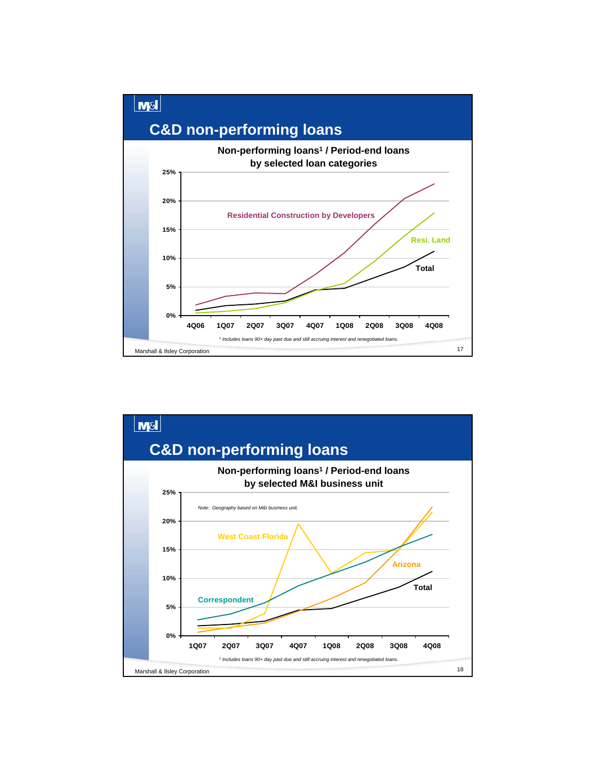# C&D non-performing loans

**Non-performing loans[1] / Period-end loans by selected loan categories**

Residential Construction by Developers

Resi. Land

Total

25%
20%
15%
10%
5%
0%

4Q06 1Q07 2Q07 3Q07 4Q07 1Q08 2Q08 3Q08 4Q08

*[1] Includes loans 90+ day past due and still accruing interest and renegotiated loans.*

Marshall & Ilsley Corporation

# C&D non-performing loans

**Non-performing loans[1] / Period-end loans by selected M&I business unit**

*Note: Geography based on M&I business unit.*

West Coast Florida

Arizona

Correspondent

Total

25%
20%
15%
10%
5%
0%

1Q07 2Q07 3Q07 4Q07 1Q08 2Q08 3Q08 4Q08

*[1] Includes loans 90+ day past due and still accruing interest and renegotiated loans.*

Marshall & Ilsley Corporation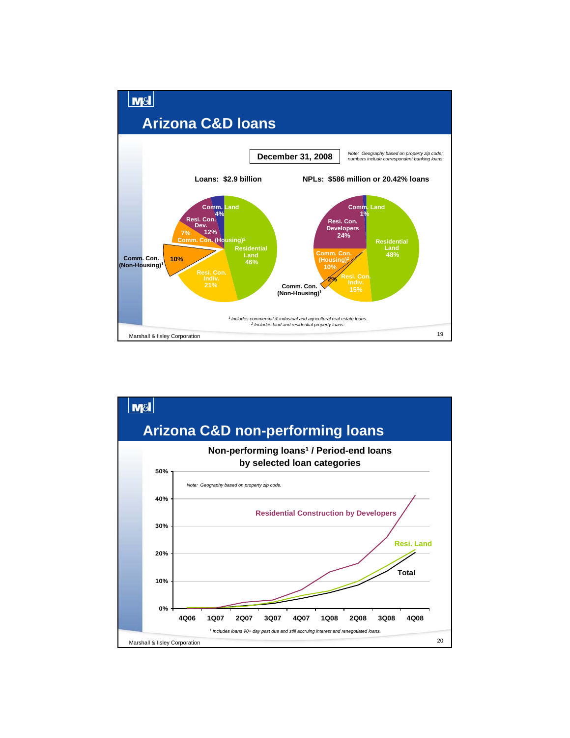# Arizona C&D loans

**December 31, 2008**

*Note: Geography based on property zip code; numbers include correspondent banking loans.*

**Loans: $2.9 billion**

| Category | Share |
|---|---|
| Residential Land | 46% |
| Resi. Con. Indiv. | 21% |
| Resi. Con. Dev. | 12% |
| Comm. Con. (Non-Housing)[1] | 10% |
| Comm. Con. (Housing)[2] | 7% |
| Comm. Land | 4% |

**NPLs: $586 million or 20.42% loans**

| Category | Share |
|---|---|
| Residential Land | 48% |
| Resi. Con. Developers | 24% |
| Resi. Con. Indiv. | 15% |
| Comm. Con. (Housing)[2] | 10% |
| Comm. Con. (Non-Housing)[1] | 2% |
| Comm. Land | 1% |

*[1] Includes commercial & industrial and agricultural real estate loans.*
*[2] Includes land and residential property loans.*

# Arizona C&D non-performing loans

**Non-performing loans[1] / Period-end loans by selected loan categories**

*Note: Geography based on property zip code.*

Chart series: Residential Construction by Developers; Resi. Land; Total (4Q06 – 4Q08)

*[1] Includes loans 90+ day past due and still accruing interest and renegotiated loans.*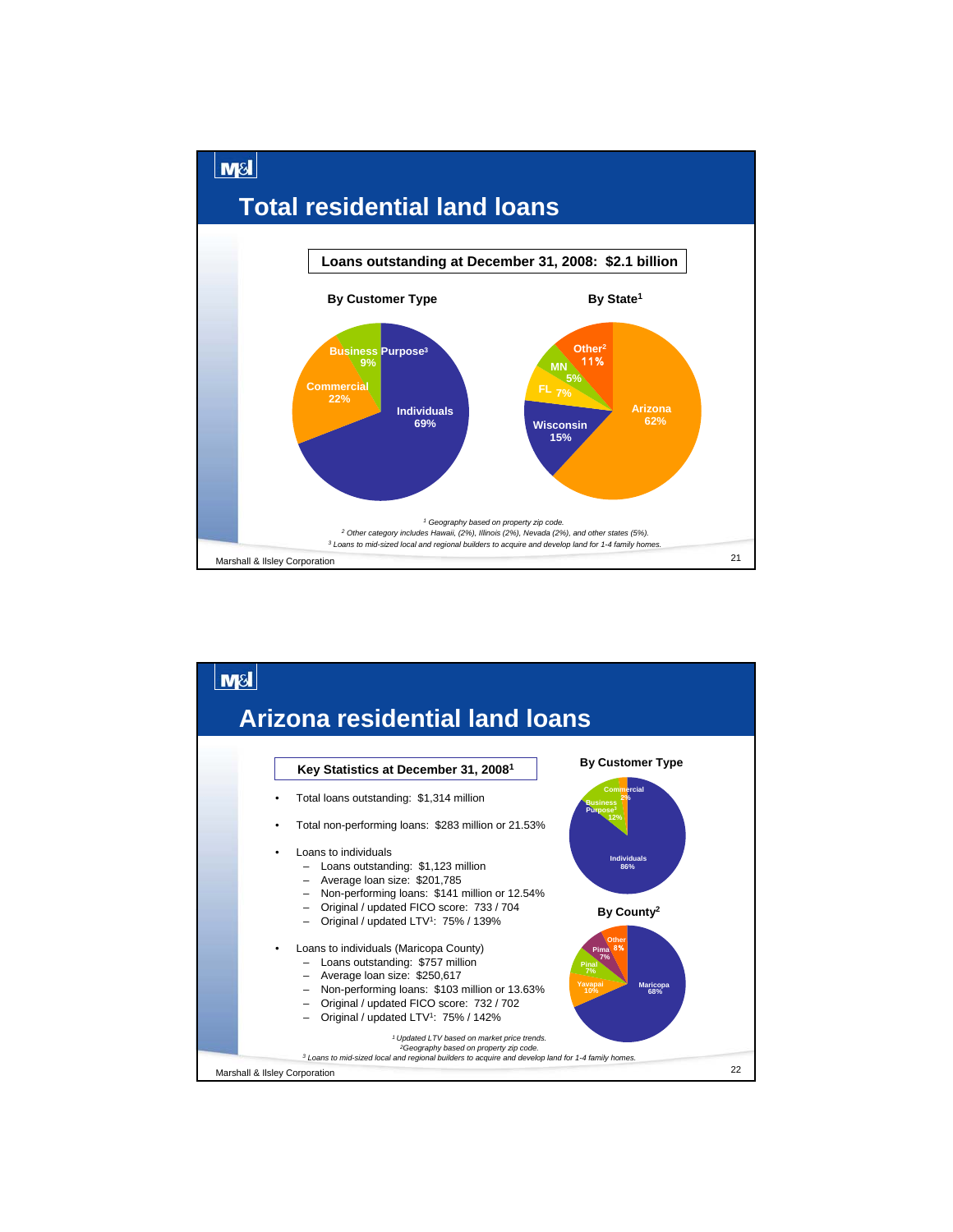# Total residential land loans

**Loans outstanding at December 31, 2008: $2.1 billion**

**By Customer Type**

| Customer Type | Share |
|---|---|
| Individuals | 69% |
| Commercial | 22% |
| Business Purpose[3] | 9% |

**By State[1]**

| State | Share |
|---|---|
| Arizona | 62% |
| Wisconsin | 15% |
| FL | 7% |
| MN | 5% |
| Other[2] | 11% |

*[1] Geography based on property zip code.*
*[2] Other category includes Hawaii, (2%), Illinois (2%), Nevada (2%), and other states (5%).*
*[3] Loans to mid-sized local and regional builders to acquire and develop land for 1-4 family homes.*

# Arizona residential land loans

**Key Statistics at December 31, 2008[1]**

- Total loans outstanding: $1,314 million
- Total non-performing loans: $283 million or 21.53%
- Loans to individuals
  - Loans outstanding: $1,123 million
  - Average loan size: $201,785
  - Non-performing loans: $141 million or 12.54%
  - Original / updated FICO score: 733 / 704
  - Original / updated LTV[1]: 75% / 139%
- Loans to individuals (Maricopa County)
  - Loans outstanding: $757 million
  - Average loan size: $250,617
  - Non-performing loans: $103 million or 13.63%
  - Original / updated FICO score: 732 / 702
  - Original / updated LTV[1]: 75% / 142%

**By Customer Type**

| Customer Type | Share |
|---|---|
| Individuals | 86% |
| Business Purpose[3] | 12% |
| Commercial | 2% |

**By County[2]**

| County | Share |
|---|---|
| Maricopa | 68% |
| Yavapai | 10% |
| Pinal | 7% |
| Pima | 7% |
| Other | 8% |

*[1] Updated LTV based on market price trends.*
*[2] Geography based on property zip code.*
*[3] Loans to mid-sized local and regional builders to acquire and develop land for 1-4 family homes.*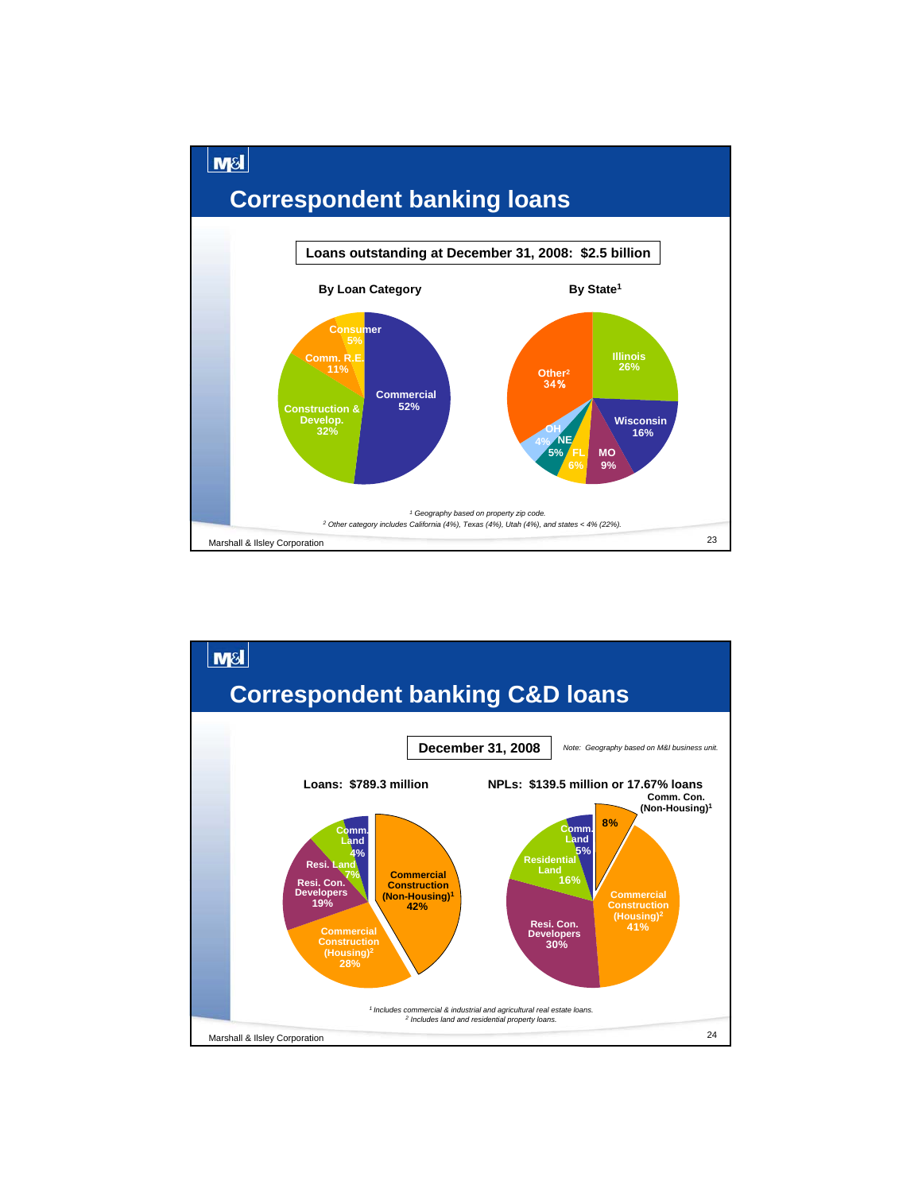## Correspondent banking loans

**Loans outstanding at December 31, 2008: $2.5 billion**

### By Loan Category

| Category | % |
|---|---|
| Commercial | 52% |
| Construction & Develop. | 32% |
| Comm. R.E. | 11% |
| Consumer | 5% |

### By State[1]

| State | % |
|---|---|
| Illinois | 26% |
| Wisconsin | 16% |
| MO | 9% |
| FL | 6% |
| NE | 5% |
| OH | 4% |
| Other[2] | 34% |

[1] Geography based on property zip code.
[2] Other category includes California (4%), Texas (4%), Utah (4%), and states < 4% (22%).

Marshall & Ilsley Corporation

## Correspondent banking C&D loans

**December 31, 2008**

*Note: Geography based on M&I business unit.*

### Loans: $789.3 million

| Category | % |
|---|---|
| Commercial Construction (Non-Housing)[1] | 42% |
| Commercial Construction (Housing)[2] | 28% |
| Resi. Con. Developers | 19% |
| Resi. Land | 7% |
| Comm. Land | 4% |

### NPLs: $139.5 million or 17.67% loans

| Category | % |
|---|---|
| Comm. Con. (Non-Housing)[1] | 8% |
| Commercial Construction (Housing)[2] | 41% |
| Resi. Con. Developers | 30% |
| Residential Land | 16% |
| Comm. Land | 5% |

[1] Includes commercial & industrial and agricultural real estate loans.
[2] Includes land and residential property loans.

Marshall & Ilsley Corporation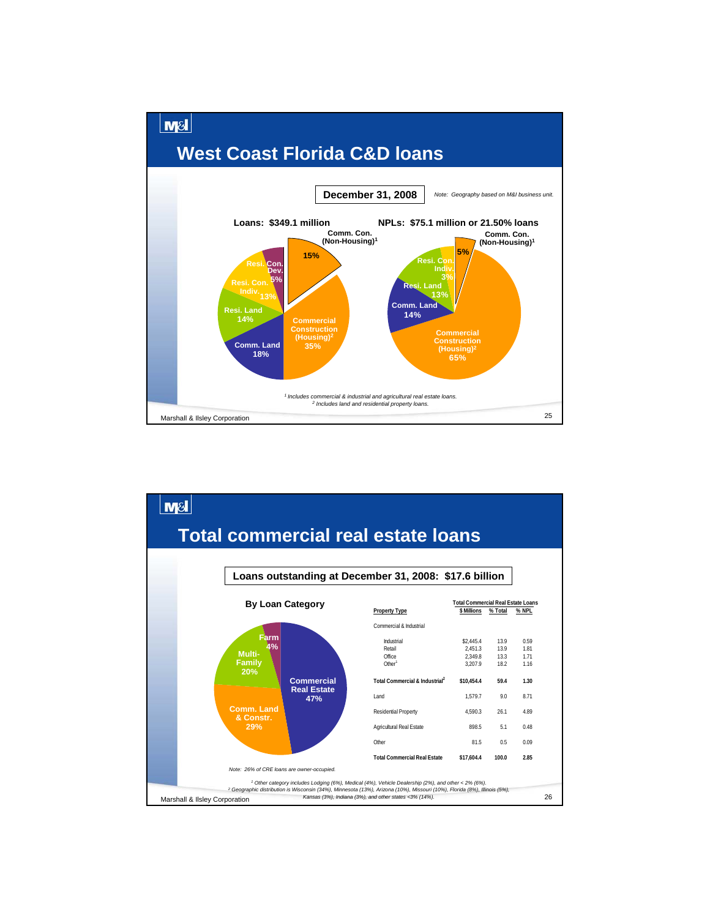# West Coast Florida C&D loans

**December 31, 2008**

*Note: Geography based on M&I business unit.*

**Loans: $349.1 million**

- Comm. Con. (Non-Housing)[1]: 15%
- Commercial Construction (Housing)[2]: 35%
- Comm. Land: 18%
- Resi. Land: 14%
- Resi. Con. Indiv.: 13%
- Resi. Con. Dev.: 5%

**NPLs: $75.1 million or 21.50% loans**

- Comm. Con. (Non-Housing)[1]: 5%
- Commercial Construction (Housing)[2]: 65%
- Comm. Land: 14%
- Resi. Land: 13%
- Resi. Con. Indiv.: 3%

*[1] Includes commercial & industrial and agricultural real estate loans.*
*[2] Includes land and residential property loans.*

# Total commercial real estate loans

**Loans outstanding at December 31, 2008: $17.6 billion**

**By Loan Category**

- Commercial Real Estate: 47%
- Comm. Land & Constr.: 29%
- Multi-Family: 20%
- Farm: 4%

| Property Type | Total Commercial Real Estate Loans | | |
|---|---|---|---|
| | $ Millions | % Total | % NPL |
| Commercial & Industrial | | | |
| Industrial | $2,445.4 | 13.9 | 0.59 |
| Retail | 2,451.3 | 13.9 | 1.81 |
| Office | 2,349.8 | 13.3 | 1.71 |
| Other[1] | 3,207.9 | 18.2 | 1.16 |
| **Total Commercial & Industrial[2]** | **$10,454.4** | **59.4** | **1.30** |
| Land | 1,579.7 | 9.0 | 8.71 |
| Residential Property | 4,590.3 | 26.1 | 4.89 |
| Agricultural Real Estate | 898.5 | 5.1 | 0.48 |
| Other | 81.5 | 0.5 | 0.09 |
| **Total Commercial Real Estate** | **$17,604.4** | **100.0** | **2.85** |

*Note: 26% of CRE loans are owner-occupied.*

*[1] Other category includes Lodging (6%), Medical (4%), Vehicle Dealership (2%), and other < 2% (6%).*
*[2] Geographic distribution is Wisconsin (34%), Minnesota (13%), Arizona (10%), Missouri (10%), Florida (8%), Illinois (5%), Kansas (3%), Indiana (3%), and other states <3% (14%).*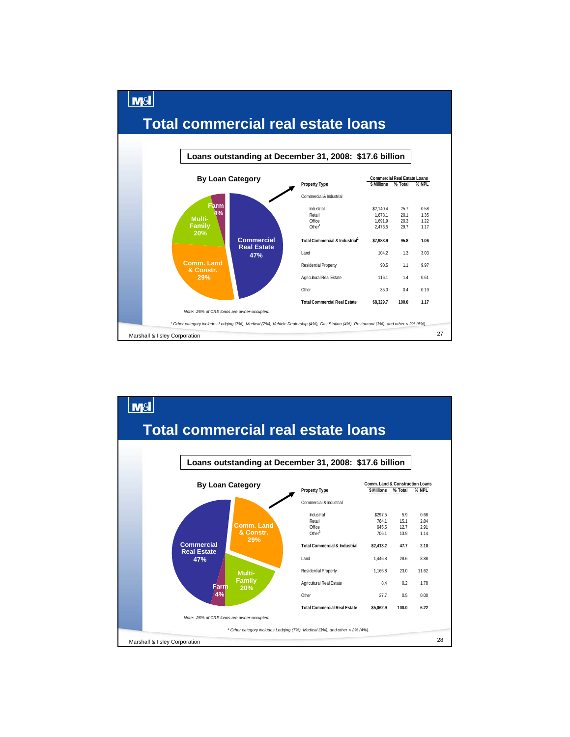# Total commercial real estate loans

**Loans outstanding at December 31, 2008: $17.6 billion**

**By Loan Category**

- Commercial Real Estate 47%
- Comm. Land & Constr. 29%
- Multi-Family 20%
- Farm 4%

| Property Type | Commercial Real Estate Loans | | |
|---|---|---|---|
| | $ Millions | % Total | % NPL |
| Commercial & Industrial | | | |
| Industrial | $2,140.4 | 25.7 | 0.58 |
| Retail | 1,678.1 | 20.1 | 1.35 |
| Office | 1,691.9 | 20.3 | 1.22 |
| Other[1] | 2,473.5 | 29.7 | 1.17 |
| **Total Commercial & Industrial[2]** | **$7,983.9** | **95.8** | **1.06** |
| Land | 104.2 | 1.3 | 3.03 |
| Residential Property | 90.5 | 1.1 | 9.97 |
| Agricultural Real Estate | 116.1 | 1.4 | 0.61 |
| Other | 35.0 | 0.4 | 0.19 |
| **Total Commercial Real Estate** | **$8,329.7** | **100.0** | **1.17** |

*Note: 26% of CRE loans are owner-occupied.*

*[1] Other category includes Lodging (7%), Medical (7%), Vehicle Dealership (4%), Gas Station (4%), Restaurant (3%), and other < 2% (5%).*

# Total commercial real estate loans

**Loans outstanding at December 31, 2008: $17.6 billion**

**By Loan Category**

- Comm. Land & Constr. 29%
- Commercial Real Estate 47%
- Multi-Family 20%
- Farm 4%

| Property Type | Comm. Land & Construction Loans | | |
|---|---|---|---|
| | $ Millions | % Total | % NPL |
| Commercial & Industrial | | | |
| Industrial | $297.5 | 5.9 | 0.68 |
| Retail | 764.1 | 15.1 | 2.84 |
| Office | 645.5 | 12.7 | 2.91 |
| Other[1] | 706.1 | 13.9 | 1.14 |
| **Total Commercial & Industrial** | **$2,413.2** | **47.7** | **2.10** |
| Land | 1,446.8 | 28.6 | 8.88 |
| Residential Property | 1,166.8 | 23.0 | 11.62 |
| Agricultural Real Estate | 8.4 | 0.2 | 1.78 |
| Other | 27.7 | 0.5 | 0.00 |
| **Total Commercial Real Estate** | **$5,062.9** | **100.0** | **6.22** |

*Note: 26% of CRE loans are owner-occupied.*

*[1] Other category includes Lodging (7%), Medical (3%), and other < 2% (4%).*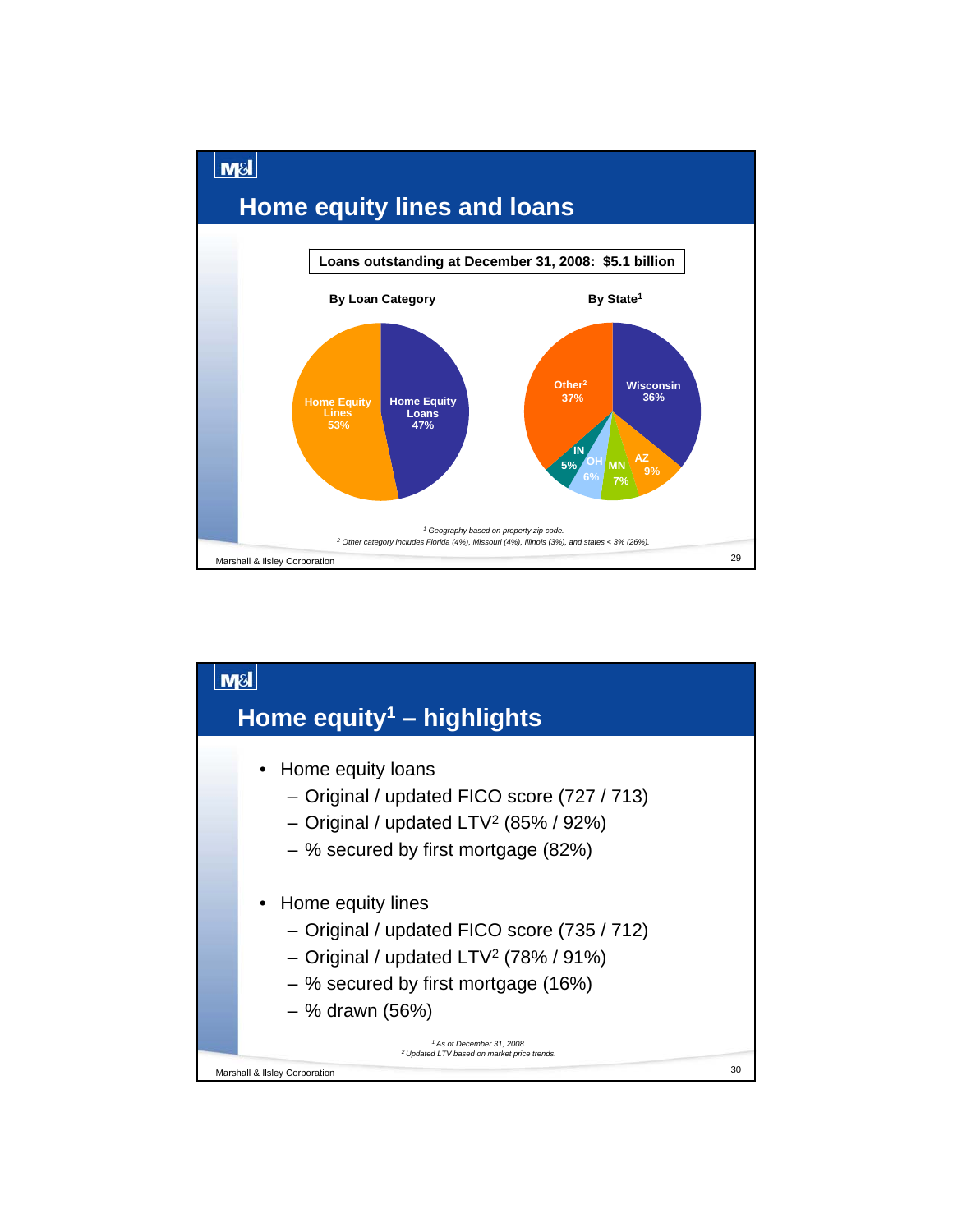## Home equity lines and loans

**Loans outstanding at December 31, 2008: $5.1 billion**

**By Loan Category**

| Category | Share |
|---|---|
| Home Equity Lines | 53% |
| Home Equity Loans | 47% |

**By State[1]**

| State | Share |
|---|---|
| Wisconsin | 36% |
| AZ | 9% |
| MN | 7% |
| OH | 6% |
| IN | 5% |
| Other[2] | 37% |

*[1] Geography based on property zip code.*
*[2] Other category includes Florida (4%), Missouri (4%), Illinois (3%), and states < 3% (26%).*

## Home equity[1] – highlights

- Home equity loans
  - Original / updated FICO score (727 / 713)
  - Original / updated LTV[2] (85% / 92%)
  - % secured by first mortgage (82%)
- Home equity lines
  - Original / updated FICO score (735 / 712)
  - Original / updated LTV[2] (78% / 91%)
  - % secured by first mortgage (16%)
  - % drawn (56%)

*[1] As of December 31, 2008.*
*[2] Updated LTV based on market price trends.*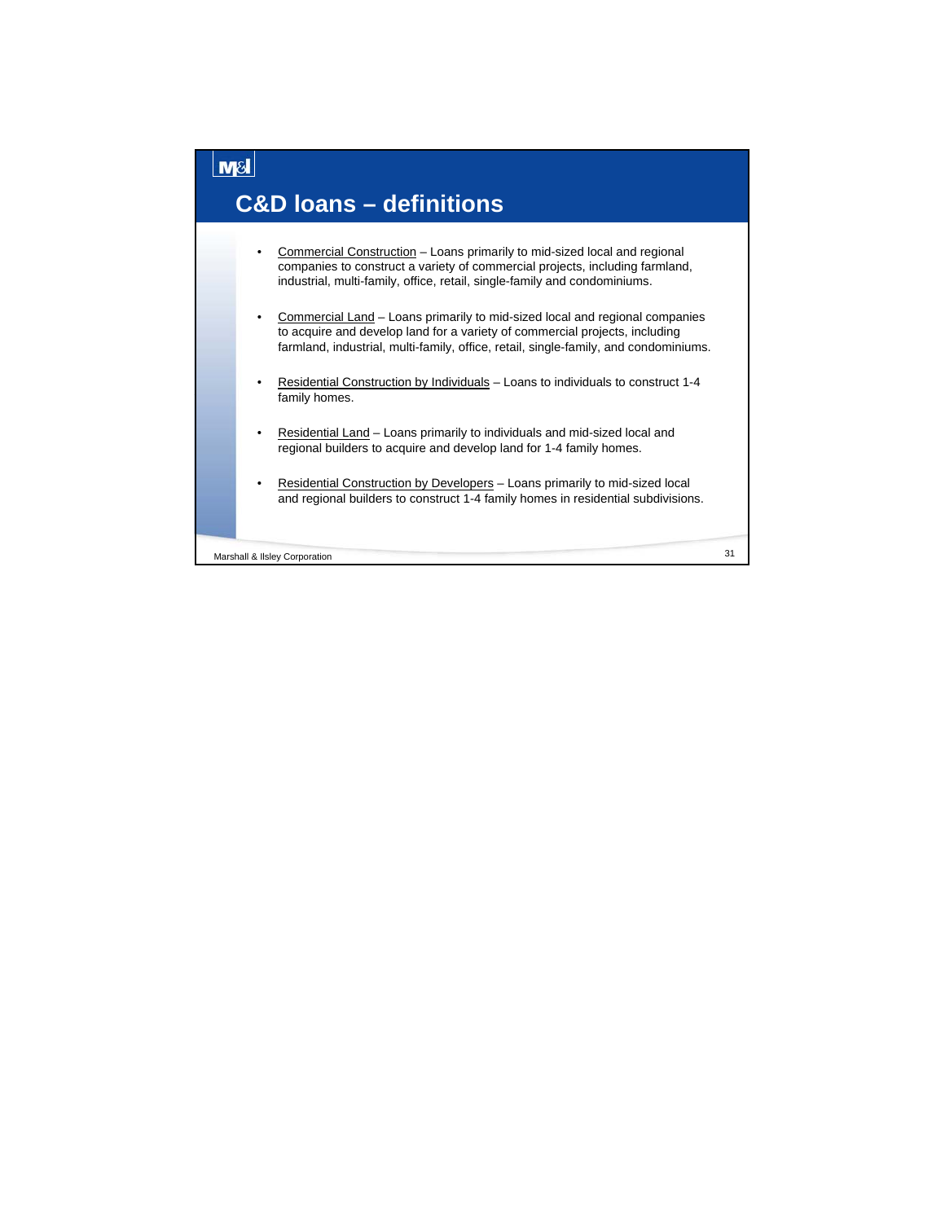# C&D loans – definitions

- Commercial Construction – Loans primarily to mid-sized local and regional companies to construct a variety of commercial projects, including farmland, industrial, multi-family, office, retail, single-family and condominiums.
- Commercial Land – Loans primarily to mid-sized local and regional companies to acquire and develop land for a variety of commercial projects, including farmland, industrial, multi-family, office, retail, single-family, and condominiums.
- Residential Construction by Individuals – Loans to individuals to construct 1-4 family homes.
- Residential Land – Loans primarily to individuals and mid-sized local and regional builders to acquire and develop land for 1-4 family homes.
- Residential Construction by Developers – Loans primarily to mid-sized local and regional builders to construct 1-4 family homes in residential subdivisions.